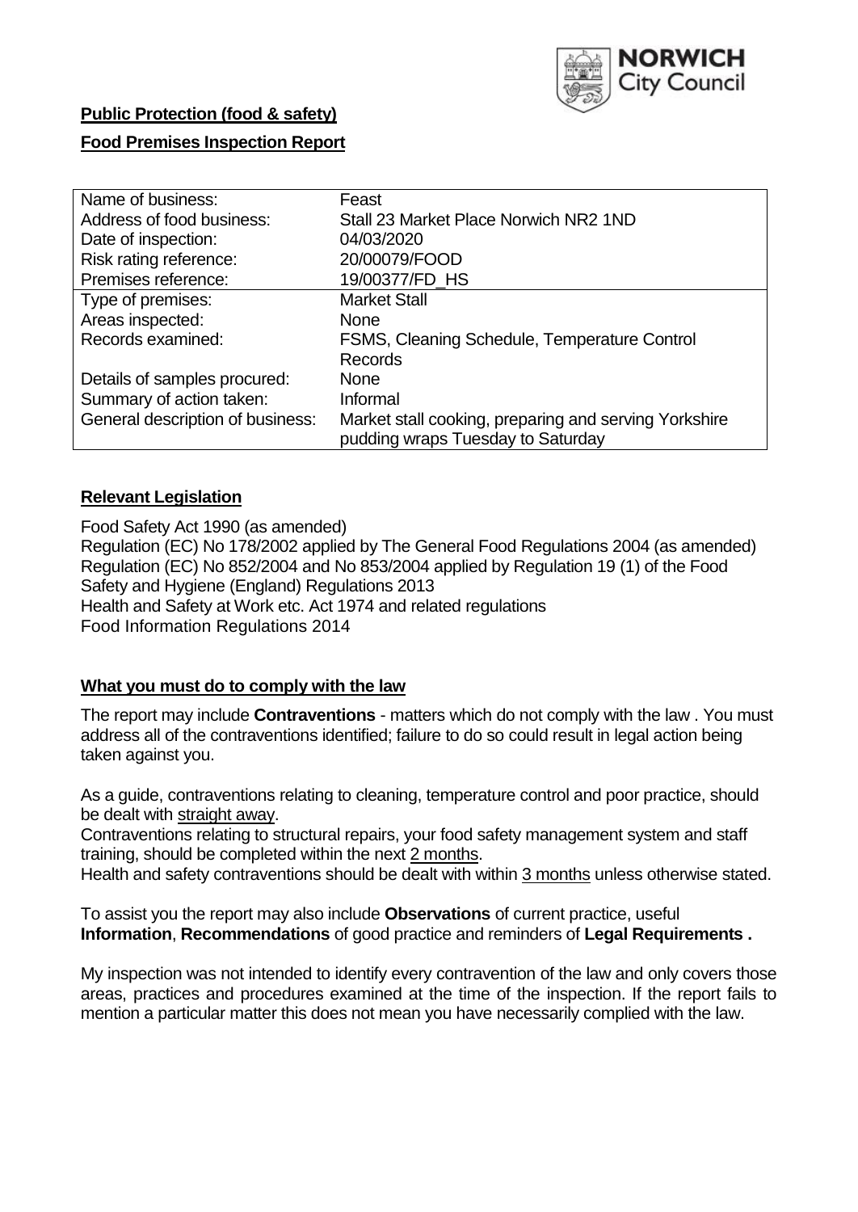NORWICH City Council

**Public Protection (food & safety)**

**Food Premises Inspection Report**

| Name of business: | Feast |
|---|---|
| Address of food business: | Stall 23 Market Place Norwich NR2 1ND |
| Date of inspection: | 04/03/2020 |
| Risk rating reference: | 20/00079/FOOD |
| Premises reference: | 19/00377/FD_HS |
| Type of premises: | Market Stall |
| Areas inspected: | None |
| Records examined: | FSMS, Cleaning Schedule, Temperature Control Records |
| Details of samples procured: | None |
| Summary of action taken: | Informal |
| General description of business: | Market stall cooking, preparing and serving Yorkshire pudding wraps Tuesday to Saturday |

## **Relevant Legislation**

Food Safety Act 1990 (as amended)
Regulation (EC) No 178/2002 applied by The General Food Regulations 2004 (as amended)
Regulation (EC) No 852/2004 and No 853/2004 applied by Regulation 19 (1) of the Food Safety and Hygiene (England) Regulations 2013
Health and Safety at Work etc. Act 1974 and related regulations
Food Information Regulations 2014

## **What you must do to comply with the law**

The report may include **Contraventions** - matters which do not comply with the law . You must address all of the contraventions identified; failure to do so could result in legal action being taken against you.

As a guide, contraventions relating to cleaning, temperature control and poor practice, should be dealt with straight away.

Contraventions relating to structural repairs, your food safety management system and staff training, should be completed within the next 2 months.

Health and safety contraventions should be dealt with within 3 months unless otherwise stated.

To assist you the report may also include **Observations** of current practice, useful **Information**, **Recommendations** of good practice and reminders of **Legal Requirements .**

My inspection was not intended to identify every contravention of the law and only covers those areas, practices and procedures examined at the time of the inspection. If the report fails to mention a particular matter this does not mean you have necessarily complied with the law.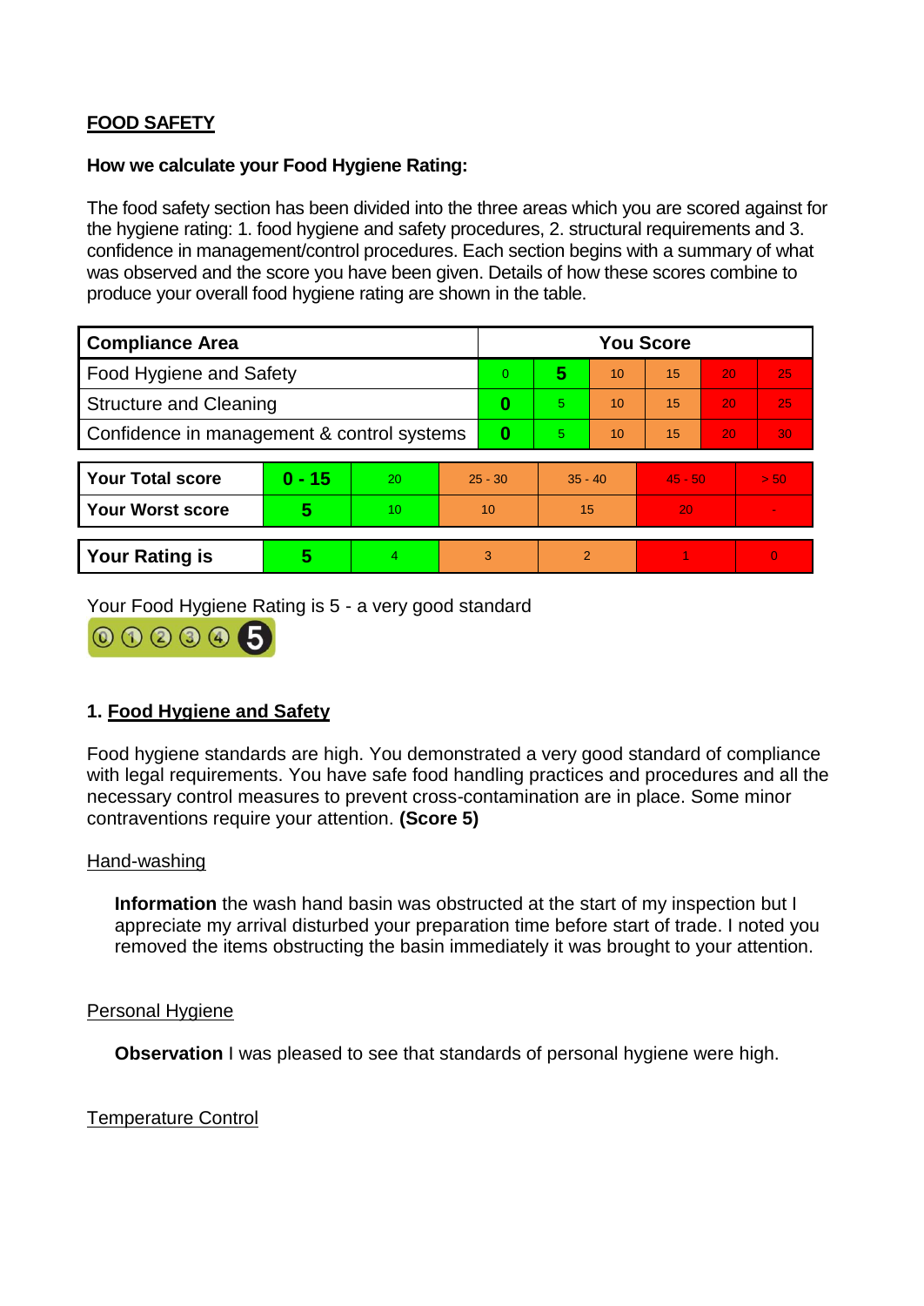## FOOD SAFETY

**How we calculate your Food Hygiene Rating:**

The food safety section has been divided into the three areas which you are scored against for the hygiene rating: 1. food hygiene and safety procedures, 2. structural requirements and 3. confidence in management/control procedures. Each section begins with a summary of what was observed and the score you have been given. Details of how these scores combine to produce your overall food hygiene rating are shown in the table.

| Compliance Area | You Score | | | | | |
|---|---|---|---|---|---|---|
| Food Hygiene and Safety | 0 | **5** | 10 | 15 | 20 | 25 |
| Structure and Cleaning | **0** | 5 | 10 | 15 | 20 | 25 |
| Confidence in management & control systems | **0** | 5 | 10 | 15 | 20 | 30 |

| | | | | | | |
|---|---|---|---|---|---|---|
| **Your Total score** | **0 - 15** | 20 | 25 - 30 | 35 - 40 | 45 - 50 | > 50 |
| **Your Worst score** | **5** | 10 | 10 | 15 | 20 | - |

| | | | | | | |
|---|---|---|---|---|---|---|
| **Your Rating is** | **5** | 4 | 3 | 2 | 1 | 0 |

Your Food Hygiene Rating is 5 - a very good standard

### 1. Food Hygiene and Safety

Food hygiene standards are high. You demonstrated a very good standard of compliance with legal requirements. You have safe food handling practices and procedures and all the necessary control measures to prevent cross-contamination are in place. Some minor contraventions require your attention. **(Score 5)**

Hand-washing

**Information** the wash hand basin was obstructed at the start of my inspection but I appreciate my arrival disturbed your preparation time before start of trade. I noted you removed the items obstructing the basin immediately it was brought to your attention.

Personal Hygiene

**Observation** I was pleased to see that standards of personal hygiene were high.

Temperature Control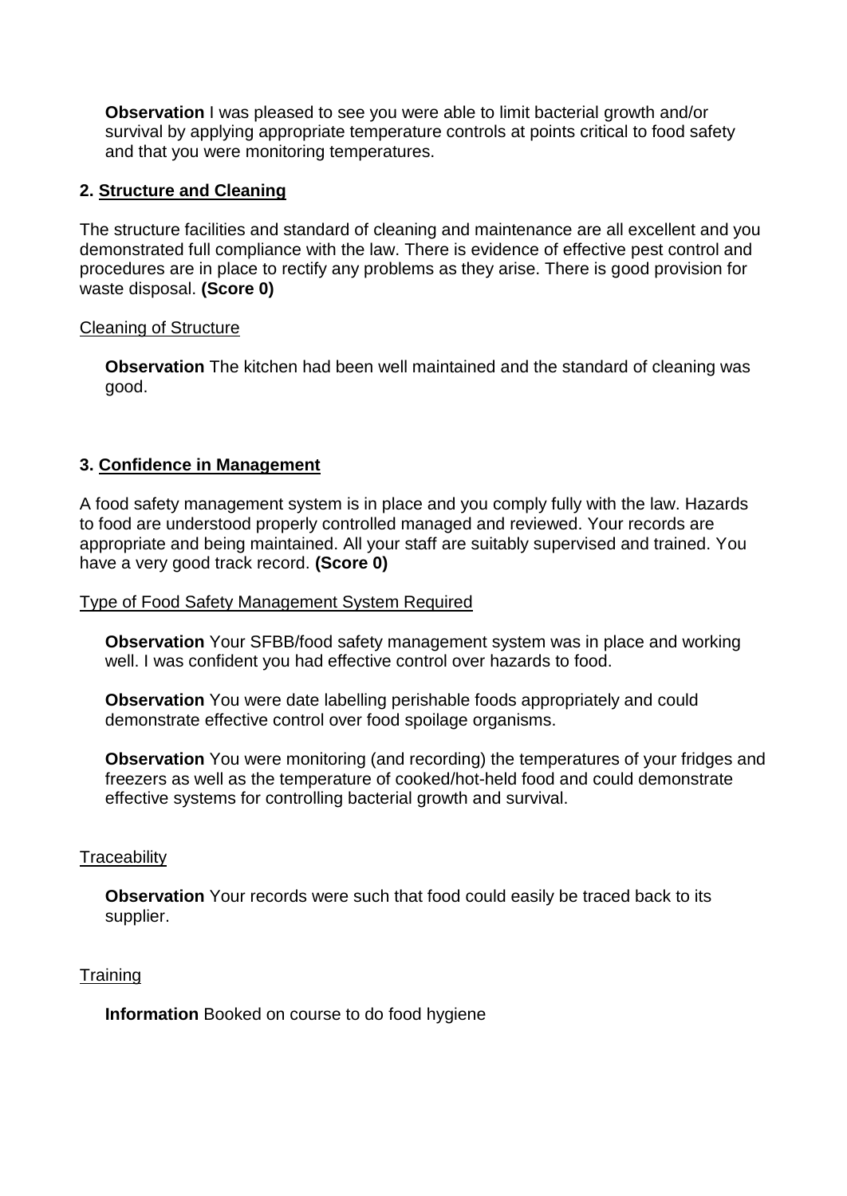**Observation** I was pleased to see you were able to limit bacterial growth and/or survival by applying appropriate temperature controls at points critical to food safety and that you were monitoring temperatures.

## 2. <u>Structure and Cleaning</u>

The structure facilities and standard of cleaning and maintenance are all excellent and you demonstrated full compliance with the law. There is evidence of effective pest control and procedures are in place to rectify any problems as they arise. There is good provision for waste disposal. **(Score 0)**

<u>Cleaning of Structure</u>

**Observation** The kitchen had been well maintained and the standard of cleaning was good.

## 3. <u>Confidence in Management</u>

A food safety management system is in place and you comply fully with the law. Hazards to food are understood properly controlled managed and reviewed. Your records are appropriate and being maintained. All your staff are suitably supervised and trained. You have a very good track record. **(Score 0)**

<u>Type of Food Safety Management System Required</u>

**Observation** Your SFBB/food safety management system was in place and working well. I was confident you had effective control over hazards to food.

**Observation** You were date labelling perishable foods appropriately and could demonstrate effective control over food spoilage organisms.

**Observation** You were monitoring (and recording) the temperatures of your fridges and freezers as well as the temperature of cooked/hot-held food and could demonstrate effective systems for controlling bacterial growth and survival.

<u>Traceability</u>

**Observation** Your records were such that food could easily be traced back to its supplier.

<u>Training</u>

**Information** Booked on course to do food hygiene